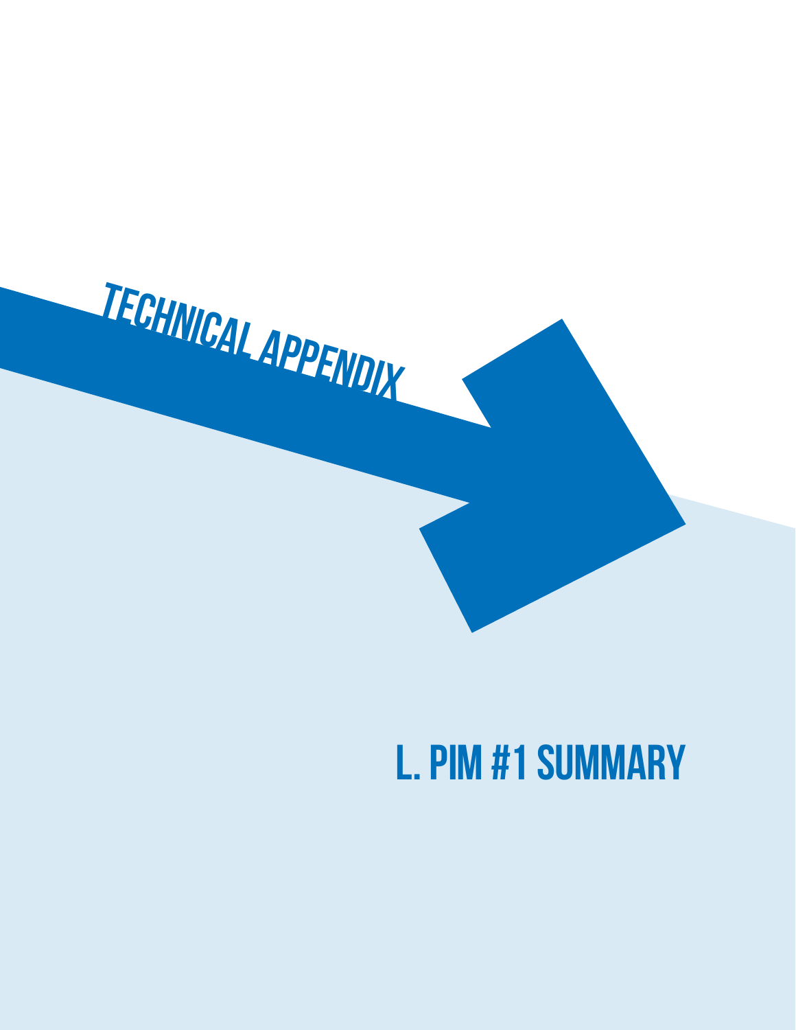Technical Appendix

# L. PIM #1 Summary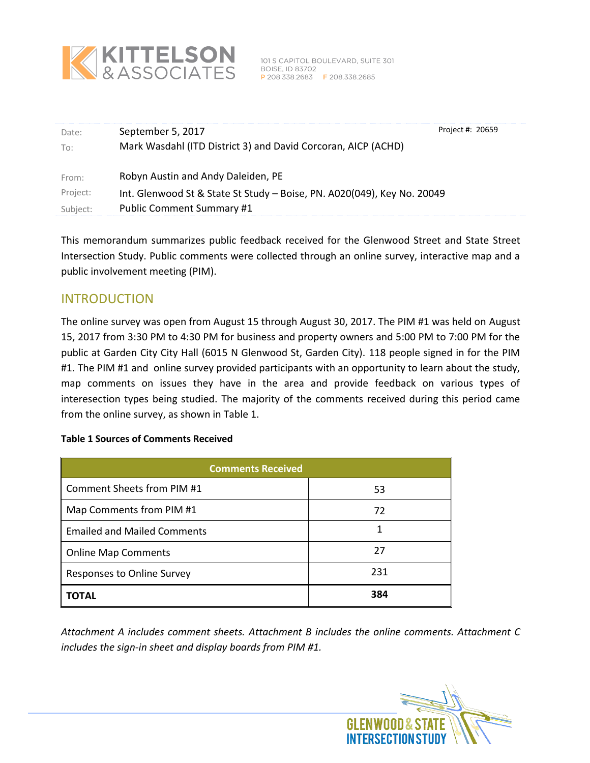KITTELSON & ASSOCIATES

101 S CAPITOL BOULEVARD, SUITE 301
BOISE, ID 83702
P 208.338.2683 F 208.338.2685

| | | |
|---|---|---|
| Date: | September 5, 2017 | Project #: 20659 |
| To: | Mark Wasdahl (ITD District 3) and David Corcoran, AICP (ACHD) | |
| From: | Robyn Austin and Andy Daleiden, PE | |
| Project: | Int. Glenwood St & State St Study – Boise, PN. A020(049), Key No. 20049 | |
| Subject: | Public Comment Summary #1 | |

This memorandum summarizes public feedback received for the Glenwood Street and State Street Intersection Study. Public comments were collected through an online survey, interactive map and a public involvement meeting (PIM).

## INTRODUCTION

The online survey was open from August 15 through August 30, 2017. The PIM #1 was held on August 15, 2017 from 3:30 PM to 4:30 PM for business and property owners and 5:00 PM to 7:00 PM for the public at Garden City City Hall (6015 N Glenwood St, Garden City). 118 people signed in for the PIM #1. The PIM #1 and online survey provided participants with an opportunity to learn about the study, map comments on issues they have in the area and provide feedback on various types of interesection types being studied. The majority of the comments received during this period came from the online survey, as shown in Table 1.

**Table 1 Sources of Comments Received**

| Comments Received | |
|---|---|
| Comment Sheets from PIM #1 | 53 |
| Map Comments from PIM #1 | 72 |
| Emailed and Mailed Comments | 1 |
| Online Map Comments | 27 |
| Responses to Online Survey | 231 |
| **TOTAL** | **384** |

*Attachment A includes comment sheets. Attachment B includes the online comments. Attachment C includes the sign-in sheet and display boards from PIM #1.*

GLENWOOD & STATE INTERSECTION STUDY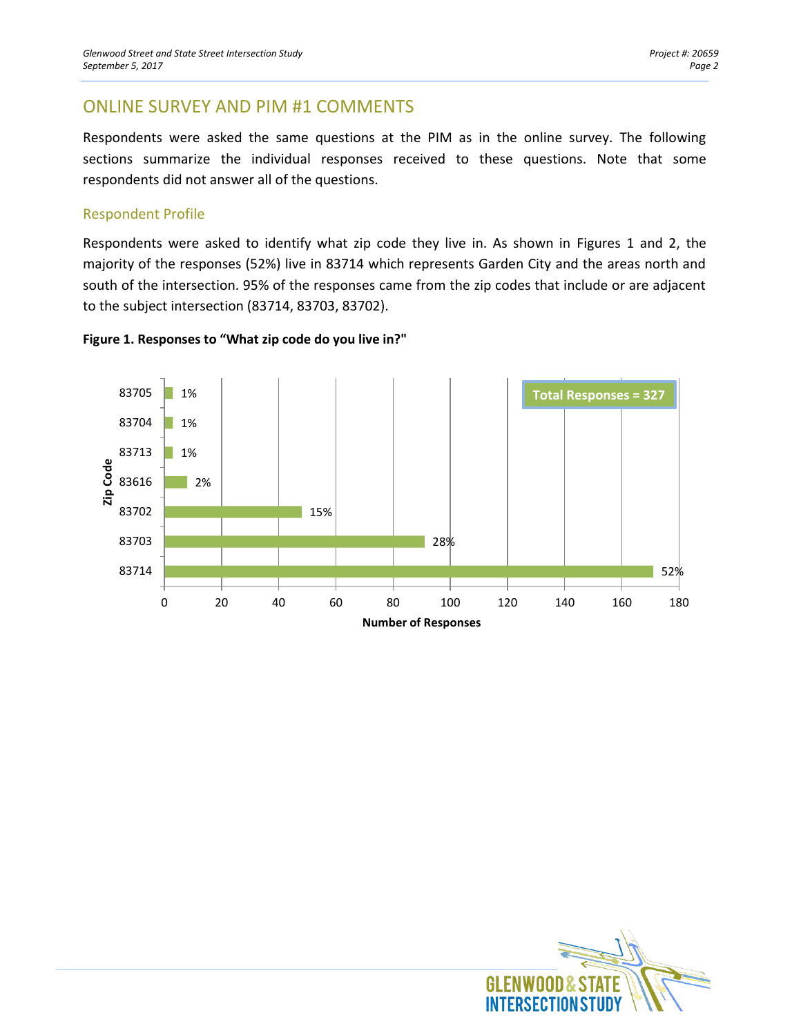## ONLINE SURVEY AND PIM #1 COMMENTS

Respondents were asked the same questions at the PIM as in the online survey. The following sections summarize the individual responses received to these questions. Note that some respondents did not answer all of the questions.

### Respondent Profile

Respondents were asked to identify what zip code they live in. As shown in Figures 1 and 2, the majority of the responses (52%) live in 83714 which represents Garden City and the areas north and south of the intersection. 95% of the responses came from the zip codes that include or are adjacent to the subject intersection (83714, 83703, 83702).

**Figure 1. Responses to "What zip code do you live in?"**

Total Responses = 327

Zip Code

83705 1%
83704 1%
83713 1%
83616 2%
83702 15%
83703 28%
83714 52%

0 20 40 60 80 100 120 140 160 180

Number of Responses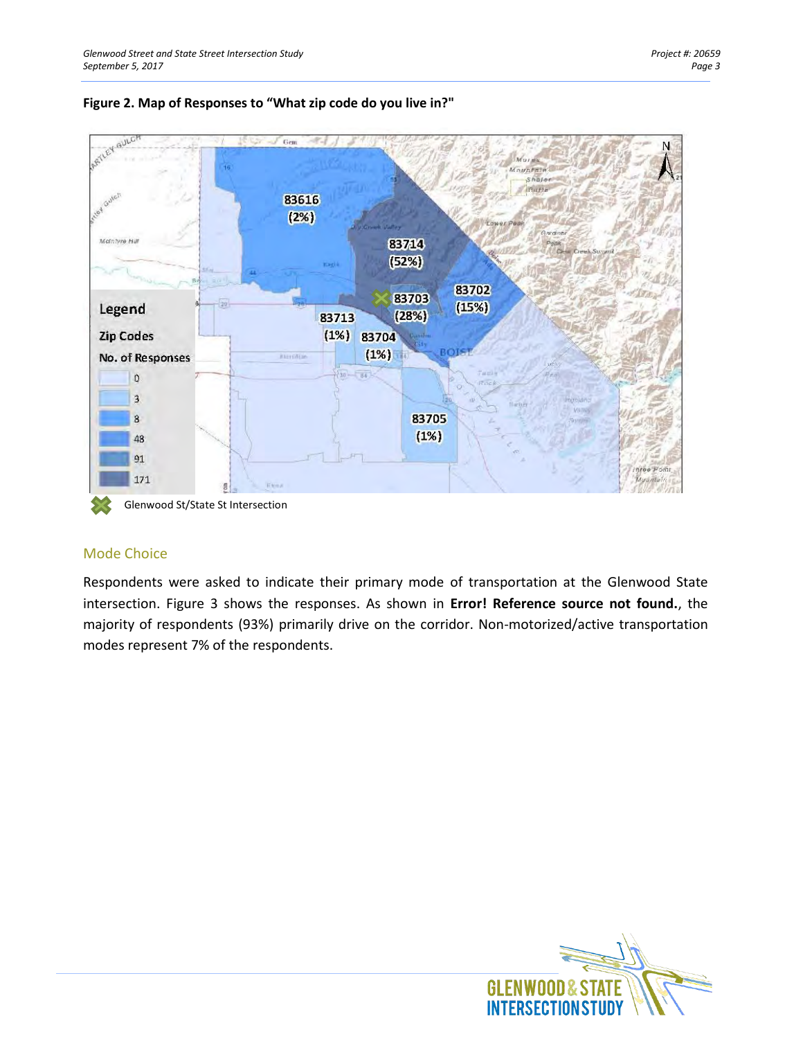**Figure 2. Map of Responses to “What zip code do you live in?"**

83616 (2%)
83714 (52%)
83702 (15%)
83703 (28%)
83713 (1%)
83704 (1%)
83705 (1%)

Legend
Zip Codes
No. of Responses
0
3
8
48
91
171

Glenwood St/State St Intersection

## Mode Choice

Respondents were asked to indicate their primary mode of transportation at the Glenwood State intersection. Figure 3 shows the responses. As shown in **Error! Reference source not found.**, the majority of respondents (93%) primarily drive on the corridor. Non-motorized/active transportation modes represent 7% of the respondents.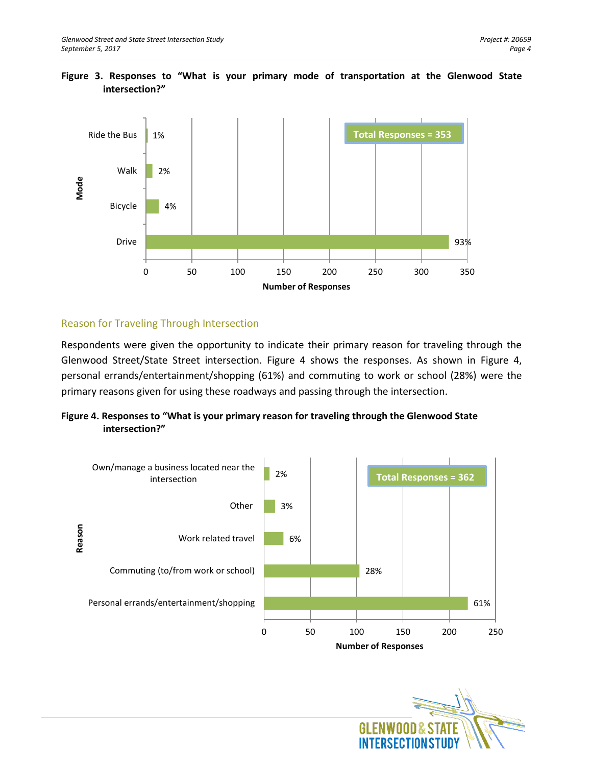**Figure 3. Responses to "What is your primary mode of transportation at the Glenwood State intersection?"**

Total Responses = 353

Mode

Ride the Bus 1%

Walk 2%

Bicycle 4%

Drive 93%

0 50 100 150 200 250 300 350

Number of Responses

## Reason for Traveling Through Intersection

Respondents were given the opportunity to indicate their primary reason for traveling through the Glenwood Street/State Street intersection. Figure 4 shows the responses. As shown in Figure 4, personal errands/entertainment/shopping (61%) and commuting to work or school (28%) were the primary reasons given for using these roadways and passing through the intersection.

**Figure 4. Responses to "What is your primary reason for traveling through the Glenwood State intersection?"**

Total Responses = 362

Reason

Own/manage a business located near the intersection 2%

Other 3%

Work related travel 6%

Commuting (to/from work or school) 28%

Personal errands/entertainment/shopping 61%

0 50 100 150 200 250

Number of Responses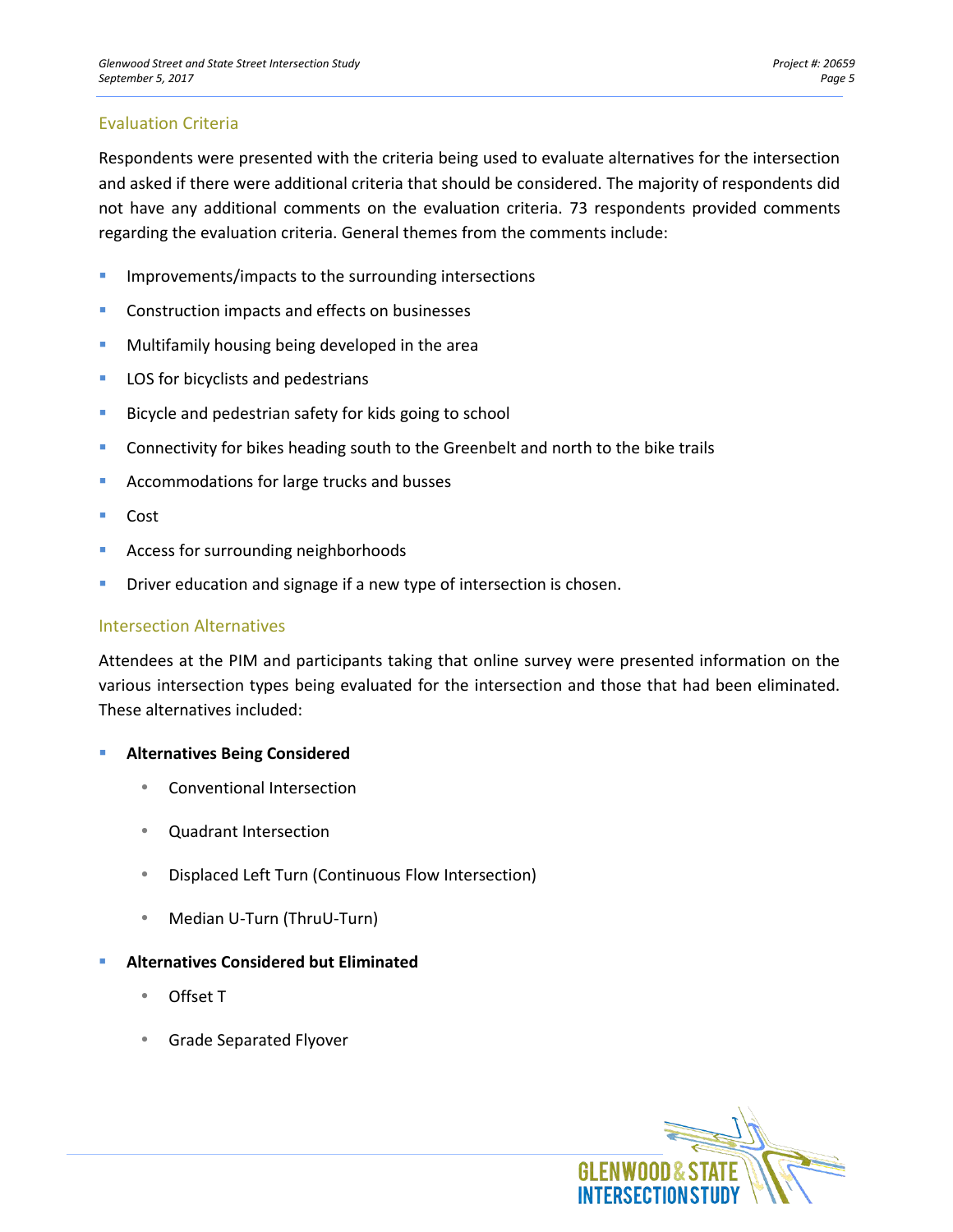## Evaluation Criteria

Respondents were presented with the criteria being used to evaluate alternatives for the intersection and asked if there were additional criteria that should be considered. The majority of respondents did not have any additional comments on the evaluation criteria. 73 respondents provided comments regarding the evaluation criteria. General themes from the comments include:

- Improvements/impacts to the surrounding intersections
- Construction impacts and effects on businesses
- Multifamily housing being developed in the area
- LOS for bicyclists and pedestrians
- Bicycle and pedestrian safety for kids going to school
- Connectivity for bikes heading south to the Greenbelt and north to the bike trails
- Accommodations for large trucks and busses
- Cost
- Access for surrounding neighborhoods
- Driver education and signage if a new type of intersection is chosen.

## Intersection Alternatives

Attendees at the PIM and participants taking that online survey were presented information on the various intersection types being evaluated for the intersection and those that had been eliminated. These alternatives included:

- **Alternatives Being Considered**
  - Conventional Intersection
  - Quadrant Intersection
  - Displaced Left Turn (Continuous Flow Intersection)
  - Median U-Turn (ThruU-Turn)
- **Alternatives Considered but Eliminated**
  - Offset T
  - Grade Separated Flyover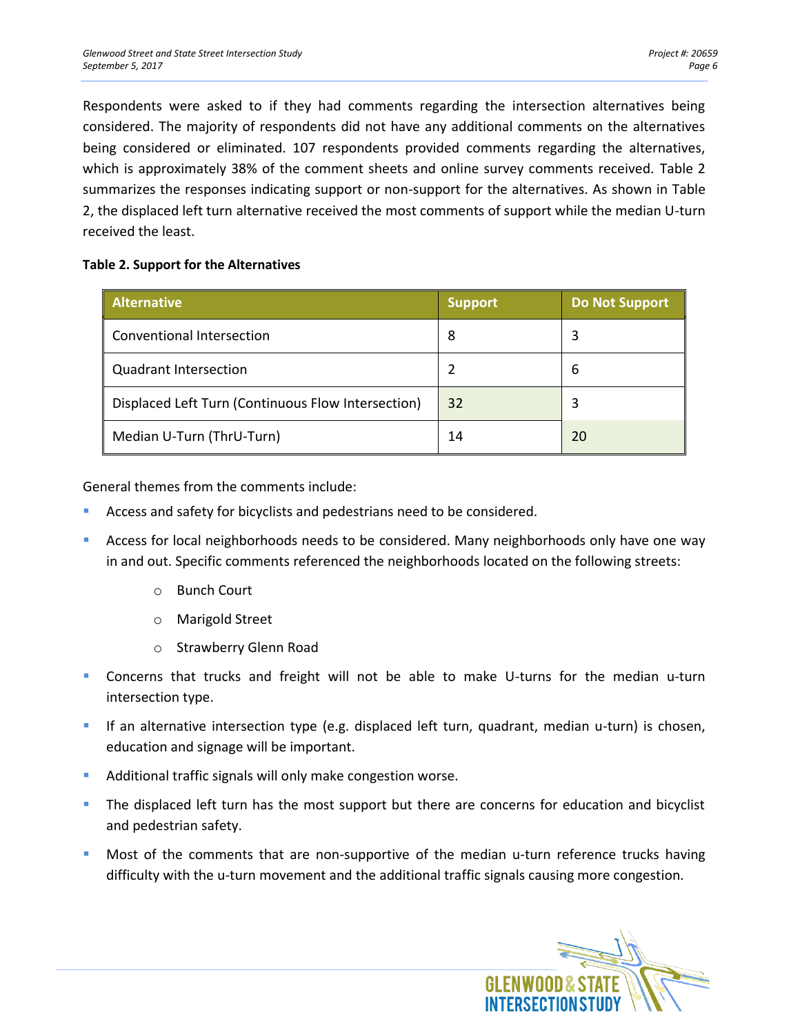Respondents were asked to if they had comments regarding the intersection alternatives being considered. The majority of respondents did not have any additional comments on the alternatives being considered or eliminated. 107 respondents provided comments regarding the alternatives, which is approximately 38% of the comment sheets and online survey comments received. Table 2 summarizes the responses indicating support or non-support for the alternatives. As shown in Table 2, the displaced left turn alternative received the most comments of support while the median U-turn received the least.

**Table 2. Support for the Alternatives**

| Alternative | Support | Do Not Support |
|---|---|---|
| Conventional Intersection | 8 | 3 |
| Quadrant Intersection | 2 | 6 |
| Displaced Left Turn (Continuous Flow Intersection) | 32 | 3 |
| Median U-Turn (ThrU-Turn) | 14 | 20 |

General themes from the comments include:

- Access and safety for bicyclists and pedestrians need to be considered.
- Access for local neighborhoods needs to be considered. Many neighborhoods only have one way in and out. Specific comments referenced the neighborhoods located on the following streets:
    - Bunch Court
    - Marigold Street
    - Strawberry Glenn Road
- Concerns that trucks and freight will not be able to make U-turns for the median u-turn intersection type.
- If an alternative intersection type (e.g. displaced left turn, quadrant, median u-turn) is chosen, education and signage will be important.
- Additional traffic signals will only make congestion worse.
- The displaced left turn has the most support but there are concerns for education and bicyclist and pedestrian safety.
- Most of the comments that are non-supportive of the median u-turn reference trucks having difficulty with the u-turn movement and the additional traffic signals causing more congestion.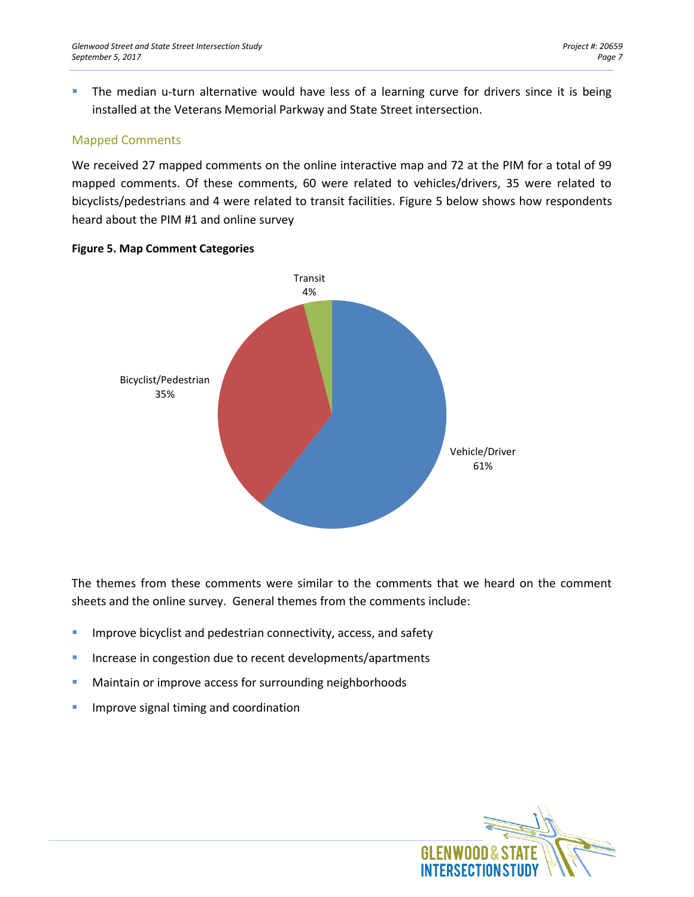- The median u-turn alternative would have less of a learning curve for drivers since it is being installed at the Veterans Memorial Parkway and State Street intersection.

### Mapped Comments

We received 27 mapped comments on the online interactive map and 72 at the PIM for a total of 99 mapped comments. Of these comments, 60 were related to vehicles/drivers, 35 were related to bicyclists/pedestrians and 4 were related to transit facilities. Figure 5 below shows how respondents heard about the PIM #1 and online survey

**Figure 5. Map Comment Categories**

Transit
4%

Bicyclist/Pedestrian
35%

Vehicle/Driver
61%

The themes from these comments were similar to the comments that we heard on the comment sheets and the online survey. General themes from the comments include:

- Improve bicyclist and pedestrian connectivity, access, and safety
- Increase in congestion due to recent developments/apartments
- Maintain or improve access for surrounding neighborhoods
- Improve signal timing and coordination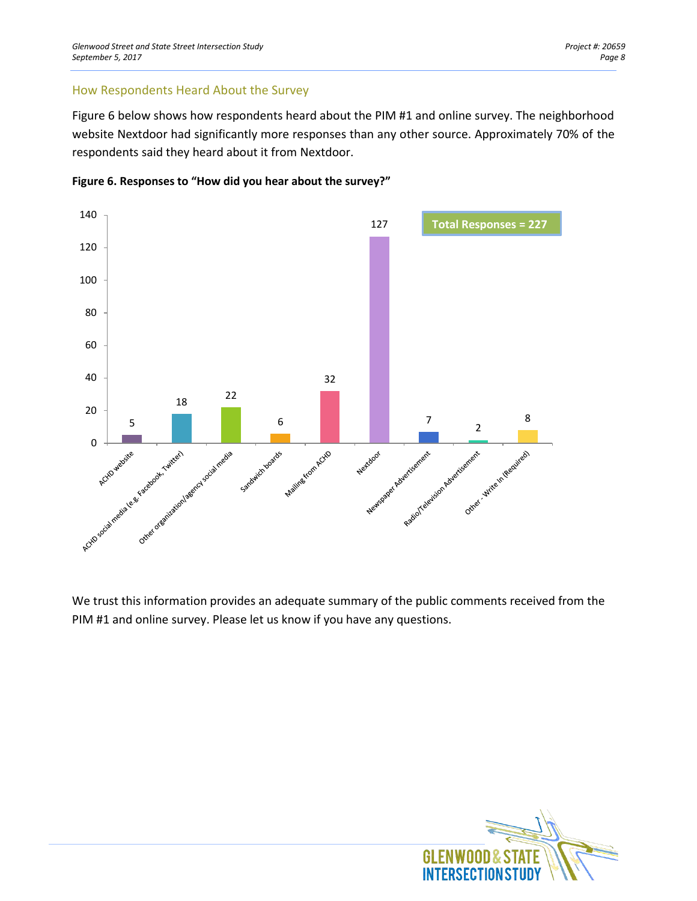## How Respondents Heard About the Survey

Figure 6 below shows how respondents heard about the PIM #1 and online survey. The neighborhood website Nextdoor had significantly more responses than any other source. Approximately 70% of the respondents said they heard about it from Nextdoor.

**Figure 6. Responses to "How did you hear about the survey?"**

Total Responses = 227

0
20
40
60
80
100
120
140

5
18
22
6
32
127
7
2
8

ACHD website
ACHD social media (e.g. Facebook, Twitter)
Other organization/agency social media
Sandwich boards
Mailing from ACHD
Nextdoor
Newspaper Advertisement
Radio/Television Advertisement
Other - Write In (Required)

We trust this information provides an adequate summary of the public comments received from the PIM #1 and online survey. Please let us know if you have any questions.